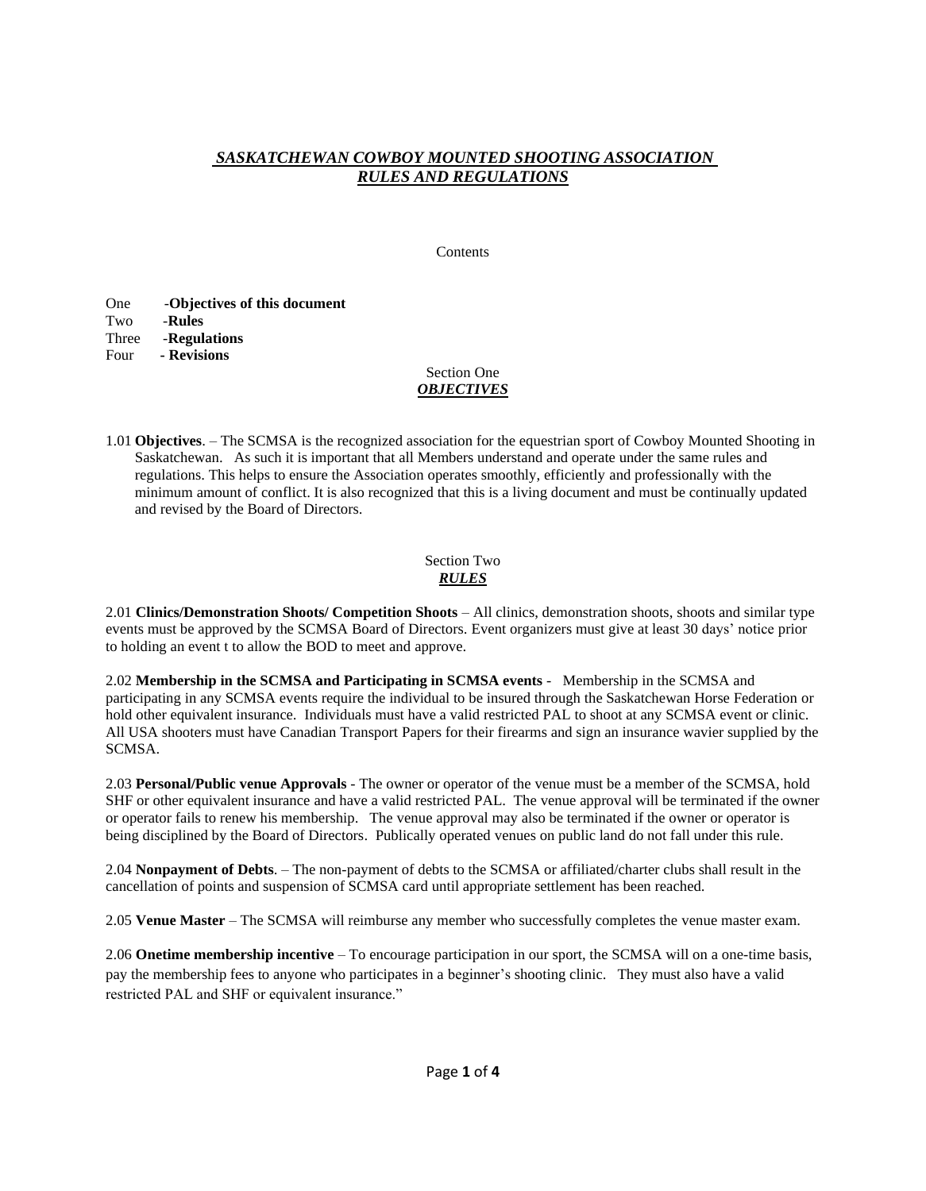# ***SASKATCHEWAN COWBOY MOUNTED SHOOTING ASSOCIATION RULES AND REGULATIONS***

Contents

One -**Objectives of this document**
Two -**Rules**
Three -**Regulations**
Four **- Revisions**

## Section One
## ***OBJECTIVES***

1.01 **Objectives**. – The SCMSA is the recognized association for the equestrian sport of Cowboy Mounted Shooting in Saskatchewan. As such it is important that all Members understand and operate under the same rules and regulations. This helps to ensure the Association operates smoothly, efficiently and professionally with the minimum amount of conflict. It is also recognized that this is a living document and must be continually updated and revised by the Board of Directors.

## Section Two
## ***RULES***

2.01 **Clinics/Demonstration Shoots/ Competition Shoots** – All clinics, demonstration shoots, shoots and similar type events must be approved by the SCMSA Board of Directors. Event organizers must give at least 30 days' notice prior to holding an event t to allow the BOD to meet and approve.

2.02 **Membership in the SCMSA and Participating in SCMSA events** - Membership in the SCMSA and participating in any SCMSA events require the individual to be insured through the Saskatchewan Horse Federation or hold other equivalent insurance. Individuals must have a valid restricted PAL to shoot at any SCMSA event or clinic. All USA shooters must have Canadian Transport Papers for their firearms and sign an insurance wavier supplied by the SCMSA.

2.03 **Personal/Public venue Approvals** - The owner or operator of the venue must be a member of the SCMSA, hold SHF or other equivalent insurance and have a valid restricted PAL. The venue approval will be terminated if the owner or operator fails to renew his membership. The venue approval may also be terminated if the owner or operator is being disciplined by the Board of Directors. Publically operated venues on public land do not fall under this rule.

2.04 **Nonpayment of Debts**. – The non-payment of debts to the SCMSA or affiliated/charter clubs shall result in the cancellation of points and suspension of SCMSA card until appropriate settlement has been reached.

2.05 **Venue Master** – The SCMSA will reimburse any member who successfully completes the venue master exam.

2.06 **Onetime membership incentive** – To encourage participation in our sport, the SCMSA will on a one-time basis, pay the membership fees to anyone who participates in a beginner's shooting clinic. They must also have a valid restricted PAL and SHF or equivalent insurance."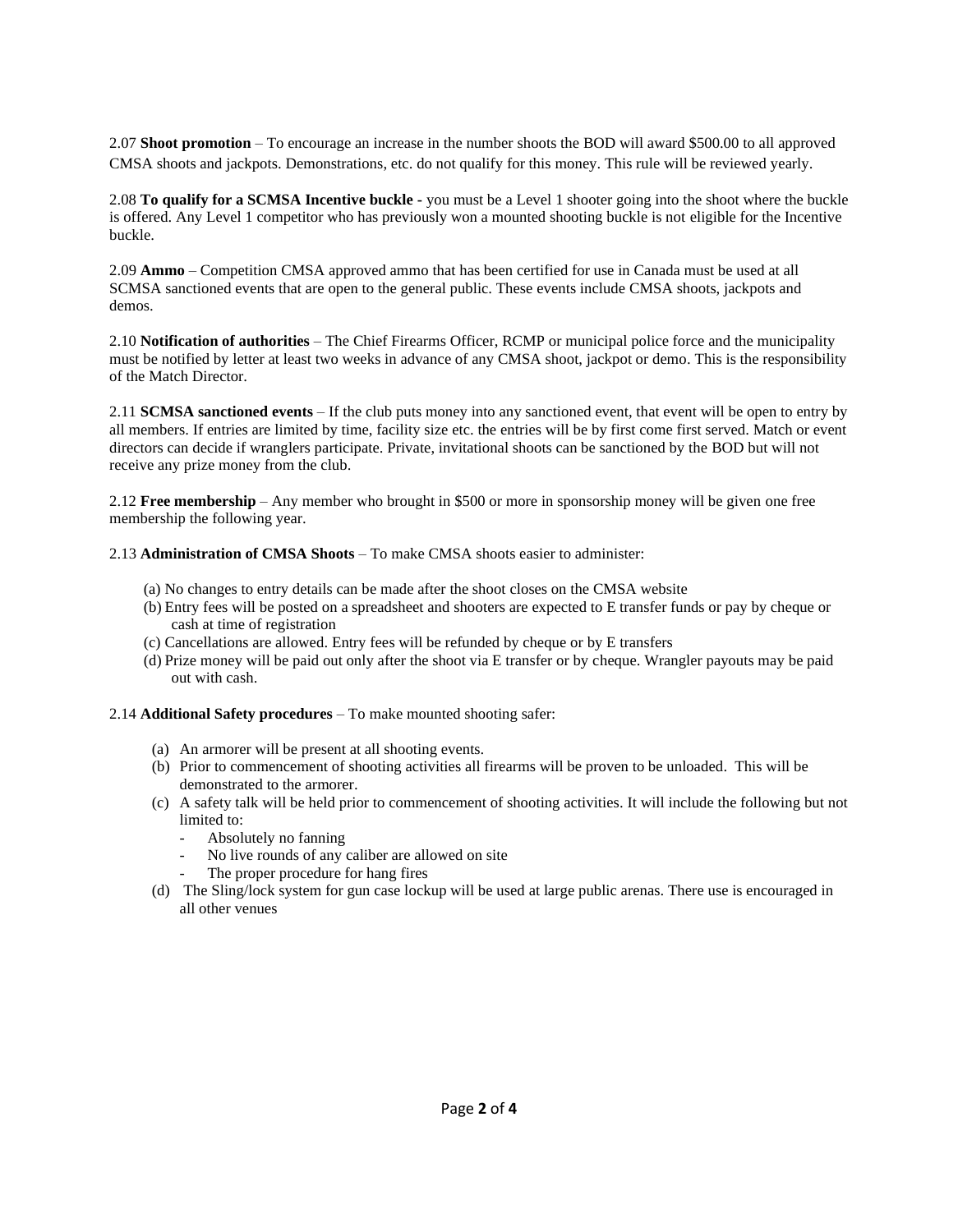2.07 **Shoot promotion** – To encourage an increase in the number shoots the BOD will award $500.00 to all approved CMSA shoots and jackpots. Demonstrations, etc. do not qualify for this money. This rule will be reviewed yearly.

2.08 **To qualify for a SCMSA Incentive buckle -** you must be a Level 1 shooter going into the shoot where the buckle is offered. Any Level 1 competitor who has previously won a mounted shooting buckle is not eligible for the Incentive buckle.

2.09 **Ammo** – Competition CMSA approved ammo that has been certified for use in Canada must be used at all SCMSA sanctioned events that are open to the general public. These events include CMSA shoots, jackpots and demos.

2.10 **Notification of authorities** – The Chief Firearms Officer, RCMP or municipal police force and the municipality must be notified by letter at least two weeks in advance of any CMSA shoot, jackpot or demo. This is the responsibility of the Match Director.

2.11 **SCMSA sanctioned events** – If the club puts money into any sanctioned event, that event will be open to entry by all members. If entries are limited by time, facility size etc. the entries will be by first come first served. Match or event directors can decide if wranglers participate. Private, invitational shoots can be sanctioned by the BOD but will not receive any prize money from the club.

2.12 **Free membership** – Any member who brought in $500 or more in sponsorship money will be given one free membership the following year.

2.13 **Administration of CMSA Shoots** – To make CMSA shoots easier to administer:

(a) No changes to entry details can be made after the shoot closes on the CMSA website
(b) Entry fees will be posted on a spreadsheet and shooters are expected to E transfer funds or pay by cheque or cash at time of registration
(c) Cancellations are allowed. Entry fees will be refunded by cheque or by E transfers
(d) Prize money will be paid out only after the shoot via E transfer or by cheque. Wrangler payouts may be paid out with cash.

2.14 **Additional Safety procedures** – To make mounted shooting safer:

(a) An armorer will be present at all shooting events.
(b) Prior to commencement of shooting activities all firearms will be proven to be unloaded. This will be demonstrated to the armorer.
(c) A safety talk will be held prior to commencement of shooting activities. It will include the following but not limited to:
  - Absolutely no fanning
  - No live rounds of any caliber are allowed on site
  - The proper procedure for hang fires
(d) The Sling/lock system for gun case lockup will be used at large public arenas. There use is encouraged in all other venues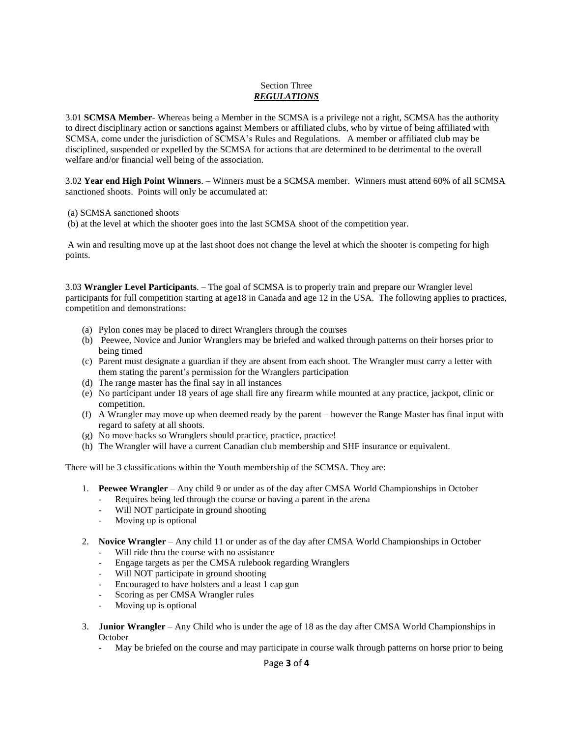## Section Three
## ***REGULATIONS***

3.01 **SCMSA Member**- Whereas being a Member in the SCMSA is a privilege not a right, SCMSA has the authority to direct disciplinary action or sanctions against Members or affiliated clubs, who by virtue of being affiliated with SCMSA, come under the jurisdiction of SCMSA's Rules and Regulations. A member or affiliated club may be disciplined, suspended or expelled by the SCMSA for actions that are determined to be detrimental to the overall welfare and/or financial well being of the association.

3.02 **Year end High Point Winners**. – Winners must be a SCMSA member. Winners must attend 60% of all SCMSA sanctioned shoots. Points will only be accumulated at:

(a) SCMSA sanctioned shoots
(b) at the level at which the shooter goes into the last SCMSA shoot of the competition year.

A win and resulting move up at the last shoot does not change the level at which the shooter is competing for high points.

3.03 **Wrangler Level Participants**. – The goal of SCMSA is to properly train and prepare our Wrangler level participants for full competition starting at age18 in Canada and age 12 in the USA. The following applies to practices, competition and demonstrations:

(a) Pylon cones may be placed to direct Wranglers through the courses
(b) Peewee, Novice and Junior Wranglers may be briefed and walked through patterns on their horses prior to being timed
(c) Parent must designate a guardian if they are absent from each shoot. The Wrangler must carry a letter with them stating the parent's permission for the Wranglers participation
(d) The range master has the final say in all instances
(e) No participant under 18 years of age shall fire any firearm while mounted at any practice, jackpot, clinic or competition.
(f) A Wrangler may move up when deemed ready by the parent – however the Range Master has final input with regard to safety at all shoots.
(g) No move backs so Wranglers should practice, practice, practice!
(h) The Wrangler will have a current Canadian club membership and SHF insurance or equivalent.

There will be 3 classifications within the Youth membership of the SCMSA. They are:

1. **Peewee Wrangler** – Any child 9 or under as of the day after CMSA World Championships in October
   - Requires being led through the course or having a parent in the arena
   - Will NOT participate in ground shooting
   - Moving up is optional

2. **Novice Wrangler** – Any child 11 or under as of the day after CMSA World Championships in October
   - Will ride thru the course with no assistance
   - Engage targets as per the CMSA rulebook regarding Wranglers
   - Will NOT participate in ground shooting
   - Encouraged to have holsters and a least 1 cap gun
   - Scoring as per CMSA Wrangler rules
   - Moving up is optional

3. **Junior Wrangler** – Any Child who is under the age of 18 as the day after CMSA World Championships in October
   - May be briefed on the course and may participate in course walk through patterns on horse prior to being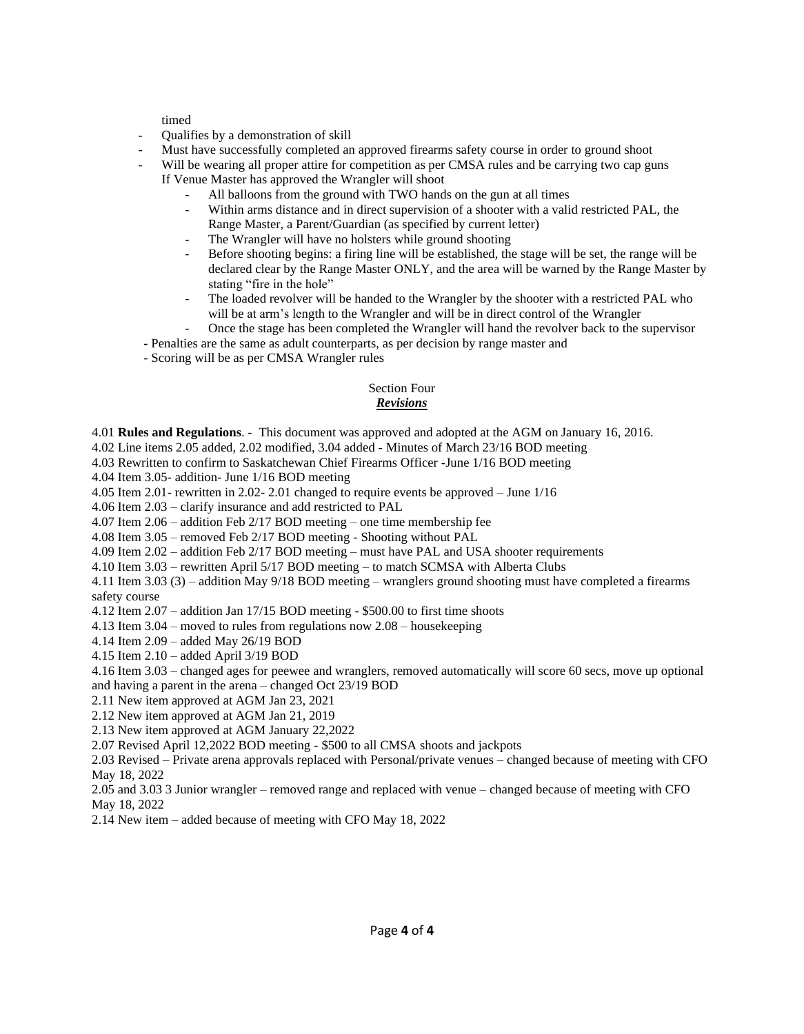timed

- Qualifies by a demonstration of skill
- Must have successfully completed an approved firearms safety course in order to ground shoot
- Will be wearing all proper attire for competition as per CMSA rules and be carrying two cap guns
  If Venue Master has approved the Wrangler will shoot
    - All balloons from the ground with TWO hands on the gun at all times
    - Within arms distance and in direct supervision of a shooter with a valid restricted PAL, the Range Master, a Parent/Guardian (as specified by current letter)
    - The Wrangler will have no holsters while ground shooting
    - Before shooting begins: a firing line will be established, the stage will be set, the range will be declared clear by the Range Master ONLY, and the area will be warned by the Range Master by stating "fire in the hole"
    - The loaded revolver will be handed to the Wrangler by the shooter with a restricted PAL who will be at arm's length to the Wrangler and will be in direct control of the Wrangler
    - Once the stage has been completed the Wrangler will hand the revolver back to the supervisor
- Penalties are the same as adult counterparts, as per decision by range master and
- Scoring will be as per CMSA Wrangler rules

## Section Four
## ***Revisions***

4.01 **Rules and Regulations**. - This document was approved and adopted at the AGM on January 16, 2016.
4.02 Line items 2.05 added, 2.02 modified, 3.04 added - Minutes of March 23/16 BOD meeting
4.03 Rewritten to confirm to Saskatchewan Chief Firearms Officer -June 1/16 BOD meeting
4.04 Item 3.05- addition- June 1/16 BOD meeting
4.05 Item 2.01- rewritten in 2.02- 2.01 changed to require events be approved – June 1/16
4.06 Item 2.03 – clarify insurance and add restricted to PAL
4.07 Item 2.06 – addition Feb 2/17 BOD meeting – one time membership fee
4.08 Item 3.05 – removed Feb 2/17 BOD meeting - Shooting without PAL
4.09 Item 2.02 – addition Feb 2/17 BOD meeting – must have PAL and USA shooter requirements
4.10 Item 3.03 – rewritten April 5/17 BOD meeting – to match SCMSA with Alberta Clubs
4.11 Item 3.03 (3) – addition May 9/18 BOD meeting – wranglers ground shooting must have completed a firearms safety course
4.12 Item 2.07 – addition Jan 17/15 BOD meeting - $500.00 to first time shoots
4.13 Item 3.04 – moved to rules from regulations now 2.08 – housekeeping
4.14 Item 2.09 – added May 26/19 BOD
4.15 Item 2.10 – added April 3/19 BOD
4.16 Item 3.03 – changed ages for peewee and wranglers, removed automatically will score 60 secs, move up optional and having a parent in the arena – changed Oct 23/19 BOD
2.11 New item approved at AGM Jan 23, 2021
2.12 New item approved at AGM Jan 21, 2019
2.13 New item approved at AGM January 22,2022
2.07 Revised April 12,2022 BOD meeting - $500 to all CMSA shoots and jackpots
2.03 Revised – Private arena approvals replaced with Personal/private venues – changed because of meeting with CFO May 18, 2022
2.05 and 3.03 3 Junior wrangler – removed range and replaced with venue – changed because of meeting with CFO May 18, 2022
2.14 New item – added because of meeting with CFO May 18, 2022